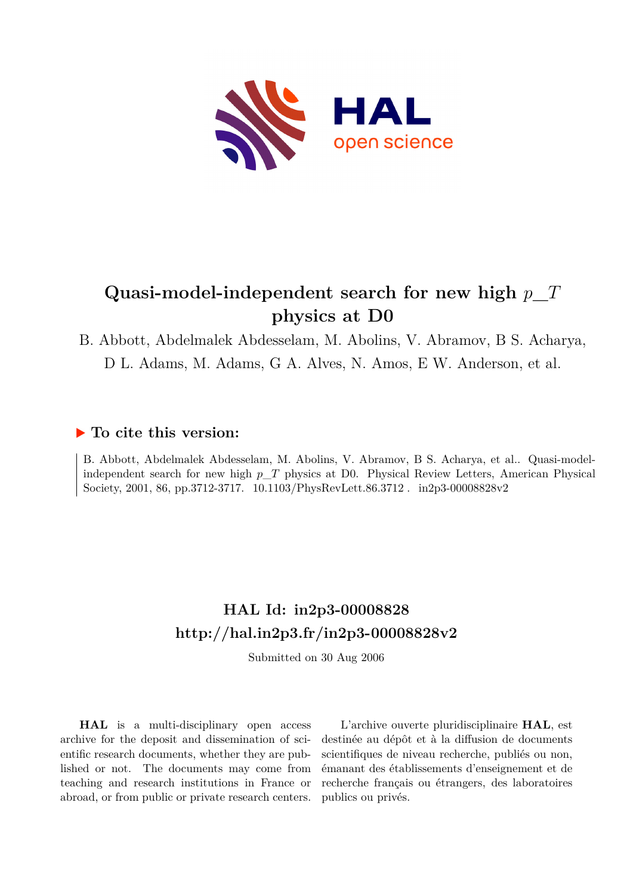# Quasi-model-independent search for new high $p\_T$ physics at D0

B. Abbott, Abdelmalek Abdesselam, M. Abolins, V. Abramov, B S. Acharya, D L. Adams, M. Adams, G A. Alves, N. Amos, E W. Anderson, et al.

## ▶ To cite this version:

B. Abbott, Abdelmalek Abdesselam, M. Abolins, V. Abramov, B S. Acharya, et al.. Quasi-model-independent search for new high $p\_T$ physics at D0. Physical Review Letters, American Physical Society, 2001, 86, pp.3712-3717. 10.1103/PhysRevLett.86.3712 . in2p3-00008828v2

## HAL Id: in2p3-00008828
## http://hal.in2p3.fr/in2p3-00008828v2

Submitted on 30 Aug 2006

**HAL** is a multi-disciplinary open access archive for the deposit and dissemination of scientific research documents, whether they are published or not. The documents may come from teaching and research institutions in France or abroad, or from public or private research centers.

L'archive ouverte pluridisciplinaire **HAL**, est destinée au dépôt et à la diffusion de documents scientifiques de niveau recherche, publiés ou non, émanant des établissements d'enseignement et de recherche français ou étrangers, des laboratoires publics ou privés.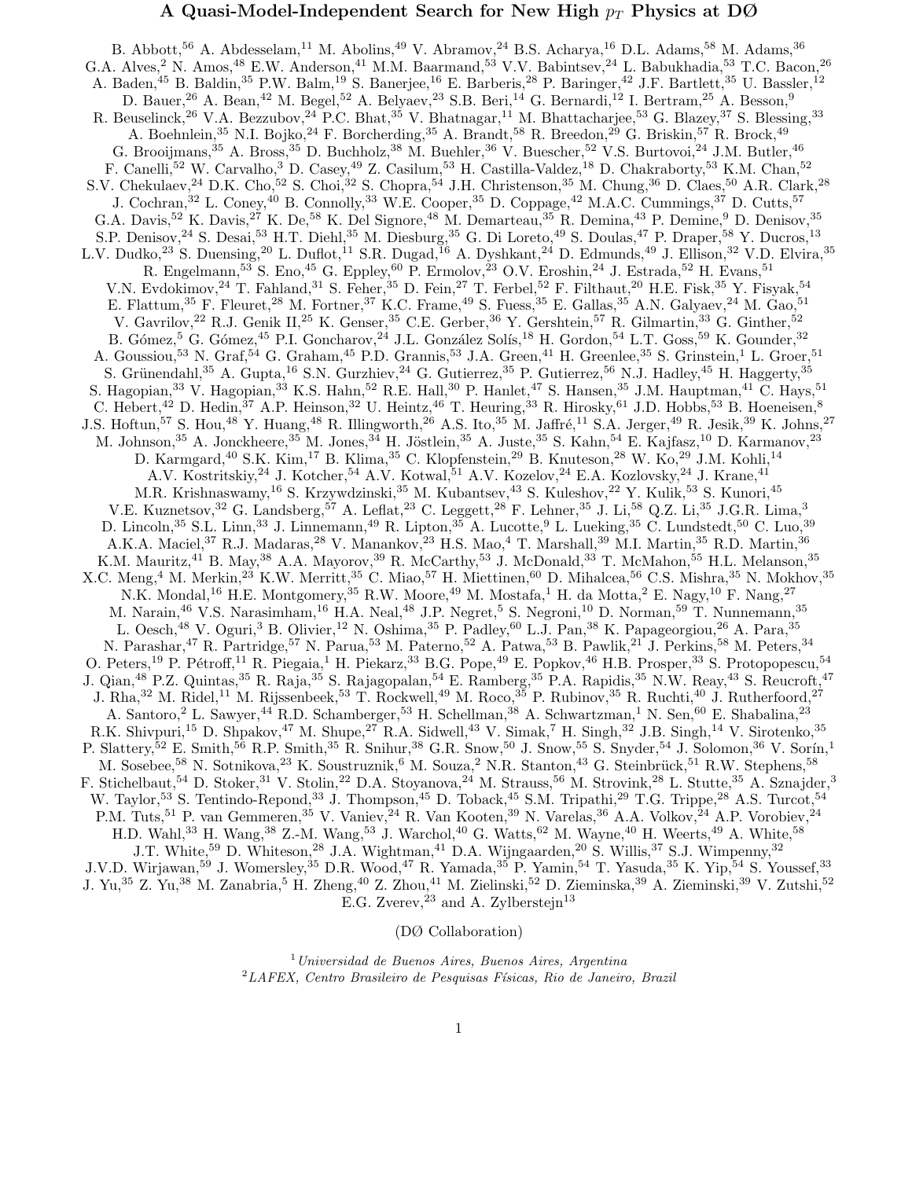# A Quasi-Model-Independent Search for New High $p_T$ Physics at DØ

B. Abbott,[56] A. Abdesselam,[11] M. Abolins,[49] V. Abramov,[24] B.S. Acharya,[16] D.L. Adams,[58] M. Adams,[36] G.A. Alves,[2] N. Amos,[48] E.W. Anderson,[41] M.M. Baarmand,[53] V.V. Babintsev,[24] L. Babukhadia,[53] T.C. Bacon,[26] A. Baden,[45] B. Baldin,[35] P.W. Balm,[19] S. Banerjee,[16] E. Barberis,[28] P. Baringer,[42] J.F. Bartlett,[35] U. Bassler,[12] D. Bauer,[26] A. Bean,[42] M. Begel,[52] A. Belyaev,[23] S.B. Beri,[14] G. Bernardi,[12] I. Bertram,[25] A. Besson,[9] R. Beuselinck,[26] V.A. Bezzubov,[24] P.C. Bhat,[35] V. Bhatnagar,[11] M. Bhattacharjee,[53] G. Blazey,[37] S. Blessing,[33] A. Boehnlein,[35] N.I. Bojko,[24] F. Borcherding,[35] A. Brandt,[58] R. Breedon,[29] G. Briskin,[57] R. Brock,[49] G. Brooijmans,[35] A. Bross,[35] D. Buchholz,[38] M. Buehler,[36] V. Buescher,[52] V.S. Burtovoi,[24] J.M. Butler,[46] F. Canelli,[52] W. Carvalho,[3] D. Casey,[49] Z. Casilum,[53] H. Castilla-Valdez,[18] D. Chakraborty,[53] K.M. Chan,[52] S.V. Chekulaev,[24] D.K. Cho,[52] S. Choi,[32] S. Chopra,[54] J.H. Christenson,[35] M. Chung,[36] D. Claes,[50] A.R. Clark,[28] J. Cochran,[32] L. Coney,[40] B. Connolly,[33] W.E. Cooper,[35] D. Coppage,[42] M.A.C. Cummings,[37] D. Cutts,[57] G.A. Davis,[52] K. Davis,[27] K. De,[58] K. Del Signore,[48] M. Demarteau,[35] R. Demina,[43] P. Demine,[9] D. Denisov,[35] S.P. Denisov,[24] S. Desai,[53] H.T. Diehl,[35] M. Diesburg,[35] G. Di Loreto,[49] S. Doulas,[47] P. Draper,[58] Y. Ducros,[13] L.V. Dudko,[23] S. Duensing,[20] L. Duflot,[11] S.R. Dugad,[16] A. Dyshkant,[24] D. Edmunds,[49] J. Ellison,[32] V.D. Elvira,[35] R. Engelmann,[53] S. Eno,[45] G. Eppley,[60] P. Ermolov,[23] O.V. Eroshin,[24] J. Estrada,[52] H. Evans,[51] V.N. Evdokimov,[24] T. Fahland,[31] S. Feher,[35] D. Fein,[27] T. Ferbel,[52] F. Filthaut,[20] H.E. Fisk,[35] Y. Fisyak,[54] E. Flattum,[35] F. Fleuret,[28] M. Fortner,[37] K.C. Frame,[49] S. Fuess,[35] E. Gallas,[35] A.N. Galyaev,[24] M. Gao,[51] V. Gavrilov,[22] R.J. Genik II,[25] K. Genser,[35] C.E. Gerber,[36] Y. Gershtein,[57] R. Gilmartin,[33] G. Ginther,[52] B. Gómez,[5] G. Gómez,[45] P.I. Goncharov,[24] J.L. González Solís,[18] H. Gordon,[54] L.T. Goss,[59] K. Gounder,[32] A. Goussiou,[53] N. Graf,[54] G. Graham,[45] P.D. Grannis,[53] J.A. Green,[41] H. Greenlee,[35] S. Grinstein,[1] L. Groer,[51] S. Grünendahl,[35] A. Gupta,[16] S.N. Gurzhiev,[24] G. Gutierrez,[35] P. Gutierrez,[56] N.J. Hadley,[45] H. Haggerty,[35] S. Hagopian,[33] V. Hagopian,[33] K.S. Hahn,[52] R.E. Hall,[30] P. Hanlet,[47] S. Hansen,[35] J.M. Hauptman,[41] C. Hays,[51] C. Hebert,[42] D. Hedin,[37] A.P. Heinson,[32] U. Heintz,[46] T. Heuring,[33] R. Hirosky,[61] J.D. Hobbs,[53] B. Hoeneisen,[8] J.S. Hoftun,[57] S. Hou,[48] Y. Huang,[48] R. Illingworth,[26] A.S. Ito,[35] M. Jaffré,[11] S.A. Jerger,[49] R. Jesik,[39] K. Johns,[27] M. Johnson,[35] A. Jonckheere,[35] M. Jones,[34] H. Jöstlein,[35] A. Juste,[35] S. Kahn,[54] E. Kajfasz,[10] D. Karmanov,[23] D. Karmgard,[40] S.K. Kim,[17] B. Klima,[35] C. Klopfenstein,[29] B. Knuteson,[28] W. Ko,[29] J.M. Kohli,[14] A.V. Kostritskiy,[24] J. Kotcher,[54] A.V. Kotwal,[51] A.V. Kozelov,[24] E.A. Kozlovsky,[24] J. Krane,[41] M.R. Krishnaswamy,[16] S. Krzywdzinski,[35] M. Kubantsev,[43] S. Kuleshov,[22] Y. Kulik,[53] S. Kunori,[45] V.E. Kuznetsov,[32] G. Landsberg,[57] A. Leflat,[23] C. Leggett,[28] F. Lehner,[35] J. Li,[58] Q.Z. Li,[35] J.G.R. Lima,[3] D. Lincoln,[35] S.L. Linn,[33] J. Linnemann,[49] R. Lipton,[35] A. Lucotte,[9] L. Lueking,[35] C. Lundstedt,[50] C. Luo,[39] A.K.A. Maciel,[37] R.J. Madaras,[28] V. Manankov,[23] H.S. Mao,[4] T. Marshall,[39] M.I. Martin,[35] R.D. Martin,[36] K.M. Mauritz,[41] B. May,[38] A.A. Mayorov,[39] R. McCarthy,[53] J. McDonald,[33] T. McMahon,[55] H.L. Melanson,[35] X.C. Meng,[4] M. Merkin,[23] K.W. Merritt,[35] C. Miao,[57] H. Miettinen,[60] D. Mihalcea,[56] C.S. Mishra,[35] N. Mokhov,[35] N.K. Mondal,[16] H.E. Montgomery,[35] R.W. Moore,[49] M. Mostafa,[1] H. da Motta,[2] E. Nagy,[10] F. Nang,[27] M. Narain,[46] V.S. Narasimham,[16] H.A. Neal,[48] J.P. Negret,[5] S. Negroni,[10] D. Norman,[59] T. Nunnemann,[35] L. Oesch,[48] V. Oguri,[3] B. Olivier,[12] N. Oshima,[35] P. Padley,[60] L.J. Pan,[38] K. Papageorgiou,[26] A. Para,[35] N. Parashar,[47] R. Partridge,[57] N. Parua,[53] M. Paterno,[52] A. Patwa,[53] B. Pawlik,[21] J. Perkins,[58] M. Peters,[34] O. Peters,[19] P. Pétroff,[11] R. Piegaia,[1] H. Piekarz,[33] B.G. Pope,[49] E. Popkov,[46] H.B. Prosper,[33] S. Protopopescu,[54] J. Qian,[48] P.Z. Quintas,[35] R. Raja,[35] S. Rajagopalan,[54] E. Ramberg,[35] P.A. Rapidis,[35] N.W. Reay,[43] S. Reucroft,[47] J. Rha,[32] M. Ridel,[11] M. Rijssenbeek,[53] T. Rockwell,[49] M. Roco,[35] P. Rubinov,[35] R. Ruchti,[40] J. Rutherfoord,[27] A. Santoro,[2] L. Sawyer,[44] R.D. Schamberger,[53] H. Schellman,[38] A. Schwartzman,[1] N. Sen,[60] E. Shabalina,[23] R.K. Shivpuri,[15] D. Shpakov,[47] M. Shupe,[27] R.A. Sidwell,[43] V. Simak,[7] H. Singh,[32] J.B. Singh,[14] V. Sirotenko,[35] P. Slattery,[52] E. Smith,[56] R.P. Smith,[35] R. Snihur,[38] G.R. Snow,[50] J. Snow,[55] S. Snyder,[54] J. Solomon,[36] V. Sorín,[1] M. Sosebee,[58] N. Sotnikova,[23] K. Soustruznik,[6] M. Souza,[2] N.R. Stanton,[43] G. Steinbrück,[51] R.W. Stephens,[58] F. Stichelbaut,[54] D. Stoker,[31] V. Stolin,[22] D.A. Stoyanova,[24] M. Strauss,[56] M. Strovink,[28] L. Stutte,[35] A. Sznajder,[3] W. Taylor,[53] S. Tentindo-Repond,[33] J. Thompson,[45] D. Toback,[45] S.M. Tripathi,[29] T.G. Trippe,[28] A.S. Turcot,[54] P.M. Tuts,[51] P. van Gemmeren,[35] V. Vaniev,[24] R. Van Kooten,[39] N. Varelas,[36] A.A. Volkov,[24] A.P. Vorobiev,[24] H.D. Wahl,[33] H. Wang,[38] Z.-M. Wang,[53] J. Warchol,[40] G. Watts,[62] M. Wayne,[40] H. Weerts,[49] A. White,[58] J.T. White,[59] D. Whiteson,[28] J.A. Wightman,[41] D.A. Wijngaarden,[20] S. Willis,[37] S.J. Wimpenny,[32] J.V.D. Wirjawan,[59] J. Womersley,[35] D.R. Wood,[47] R. Yamada,[35] P. Yamin,[54] T. Yasuda,[35] K. Yip,[54] S. Youssef,[33] J. Yu,[35] Z. Yu,[38] M. Zanabria,[5] H. Zheng,[40] Z. Zhou,[41] M. Zielinski,[52] D. Zieminska,[39] A. Zieminski,[39] V. Zutshi,[52] E.G. Zverev,[23] and A. Zylberstejn[13]

(DØ Collaboration)

[1] *Universidad de Buenos Aires, Buenos Aires, Argentina*
[2] *LAFEX, Centro Brasileiro de Pesquisas Físicas, Rio de Janeiro, Brazil*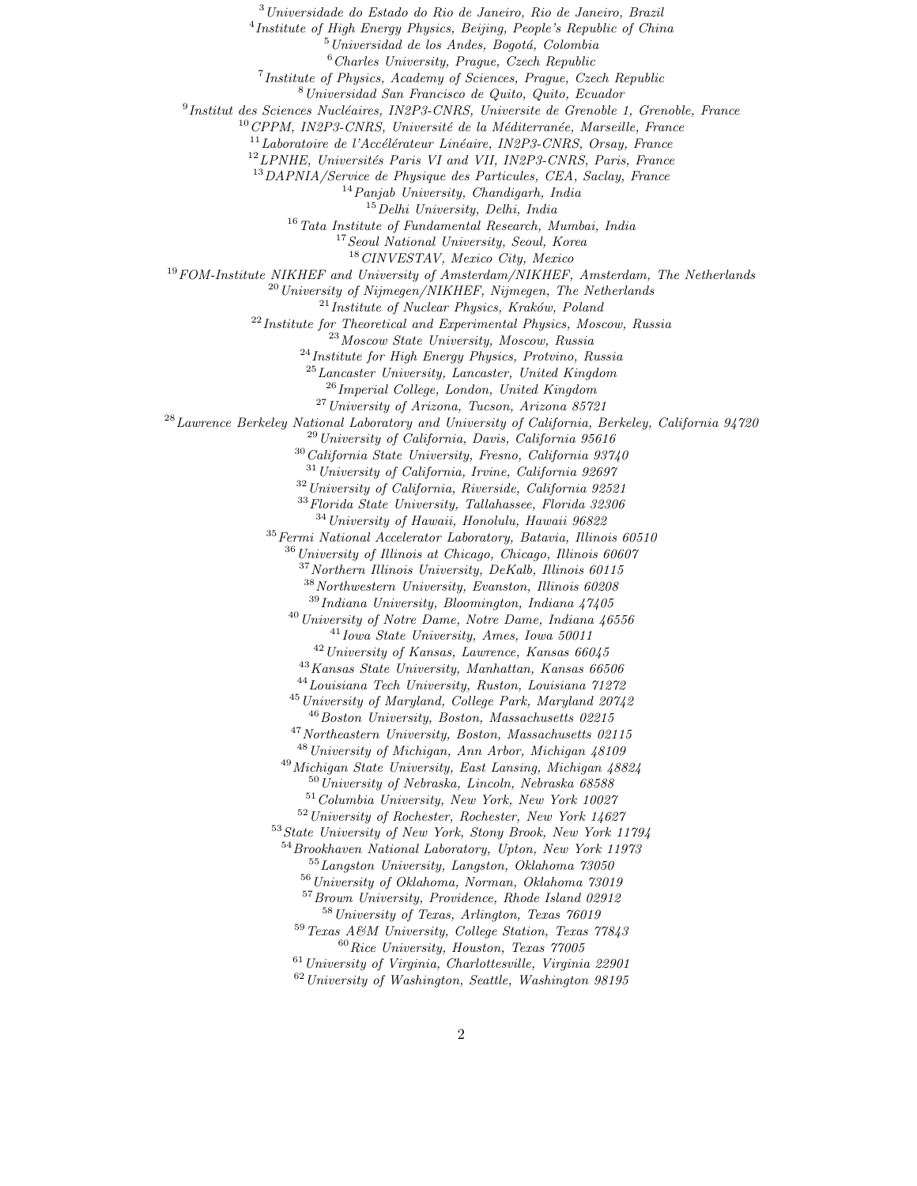[3]*Universidade do Estado do Rio de Janeiro, Rio de Janeiro, Brazil*
[4]*Institute of High Energy Physics, Beijing, People's Republic of China*
[5]*Universidad de los Andes, Bogotá, Colombia*
[6]*Charles University, Prague, Czech Republic*
[7]*Institute of Physics, Academy of Sciences, Prague, Czech Republic*
[8]*Universidad San Francisco de Quito, Quito, Ecuador*
[9]*Institut des Sciences Nucléaires, IN2P3-CNRS, Universite de Grenoble 1, Grenoble, France*
[10]*CPPM, IN2P3-CNRS, Université de la Méditerranée, Marseille, France*
[11]*Laboratoire de l'Accélérateur Linéaire, IN2P3-CNRS, Orsay, France*
[12]*LPNHE, Universités Paris VI and VII, IN2P3-CNRS, Paris, France*
[13]*DAPNIA/Service de Physique des Particules, CEA, Saclay, France*
[14]*Panjab University, Chandigarh, India*
[15]*Delhi University, Delhi, India*
[16]*Tata Institute of Fundamental Research, Mumbai, India*
[17]*Seoul National University, Seoul, Korea*
[18]*CINVESTAV, Mexico City, Mexico*
[19]*FOM-Institute NIKHEF and University of Amsterdam/NIKHEF, Amsterdam, The Netherlands*
[20]*University of Nijmegen/NIKHEF, Nijmegen, The Netherlands*
[21]*Institute of Nuclear Physics, Kraków, Poland*
[22]*Institute for Theoretical and Experimental Physics, Moscow, Russia*
[23]*Moscow State University, Moscow, Russia*
[24]*Institute for High Energy Physics, Protvino, Russia*
[25]*Lancaster University, Lancaster, United Kingdom*
[26]*Imperial College, London, United Kingdom*
[27]*University of Arizona, Tucson, Arizona 85721*
[28]*Lawrence Berkeley National Laboratory and University of California, Berkeley, California 94720*
[29]*University of California, Davis, California 95616*
[30]*California State University, Fresno, California 93740*
[31]*University of California, Irvine, California 92697*
[32]*University of California, Riverside, California 92521*
[33]*Florida State University, Tallahassee, Florida 32306*
[34]*University of Hawaii, Honolulu, Hawaii 96822*
[35]*Fermi National Accelerator Laboratory, Batavia, Illinois 60510*
[36]*University of Illinois at Chicago, Chicago, Illinois 60607*
[37]*Northern Illinois University, DeKalb, Illinois 60115*
[38]*Northwestern University, Evanston, Illinois 60208*
[39]*Indiana University, Bloomington, Indiana 47405*
[40]*University of Notre Dame, Notre Dame, Indiana 46556*
[41]*Iowa State University, Ames, Iowa 50011*
[42]*University of Kansas, Lawrence, Kansas 66045*
[43]*Kansas State University, Manhattan, Kansas 66506*
[44]*Louisiana Tech University, Ruston, Louisiana 71272*
[45]*University of Maryland, College Park, Maryland 20742*
[46]*Boston University, Boston, Massachusetts 02215*
[47]*Northeastern University, Boston, Massachusetts 02115*
[48]*University of Michigan, Ann Arbor, Michigan 48109*
[49]*Michigan State University, East Lansing, Michigan 48824*
[50]*University of Nebraska, Lincoln, Nebraska 68588*
[51]*Columbia University, New York, New York 10027*
[52]*University of Rochester, Rochester, New York 14627*
[53]*State University of New York, Stony Brook, New York 11794*
[54]*Brookhaven National Laboratory, Upton, New York 11973*
[55]*Langston University, Langston, Oklahoma 73050*
[56]*University of Oklahoma, Norman, Oklahoma 73019*
[57]*Brown University, Providence, Rhode Island 02912*
[58]*University of Texas, Arlington, Texas 76019*
[59]*Texas A&M University, College Station, Texas 77843*
[60]*Rice University, Houston, Texas 77005*
[61]*University of Virginia, Charlottesville, Virginia 22901*
[62]*University of Washington, Seattle, Washington 98195*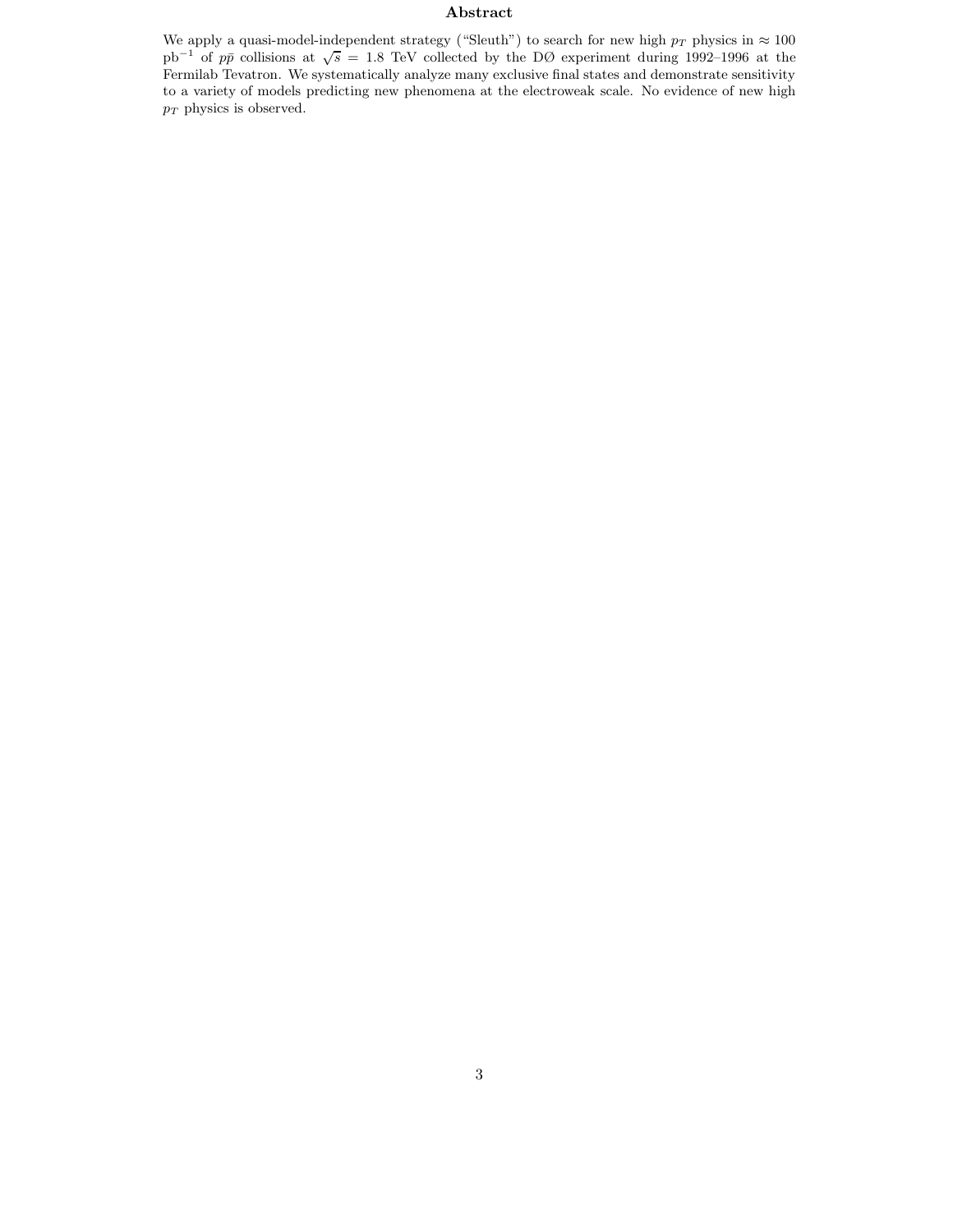## Abstract

We apply a quasi-model-independent strategy ("Sleuth") to search for new high $p_T$ physics in $\approx 100$ pb$^{-1}$ of $p\bar{p}$ collisions at $\sqrt{s} = 1.8$ TeV collected by the DØ experiment during 1992–1996 at the Fermilab Tevatron. We systematically analyze many exclusive final states and demonstrate sensitivity to a variety of models predicting new phenomena at the electroweak scale. No evidence of new high $p_T$ physics is observed.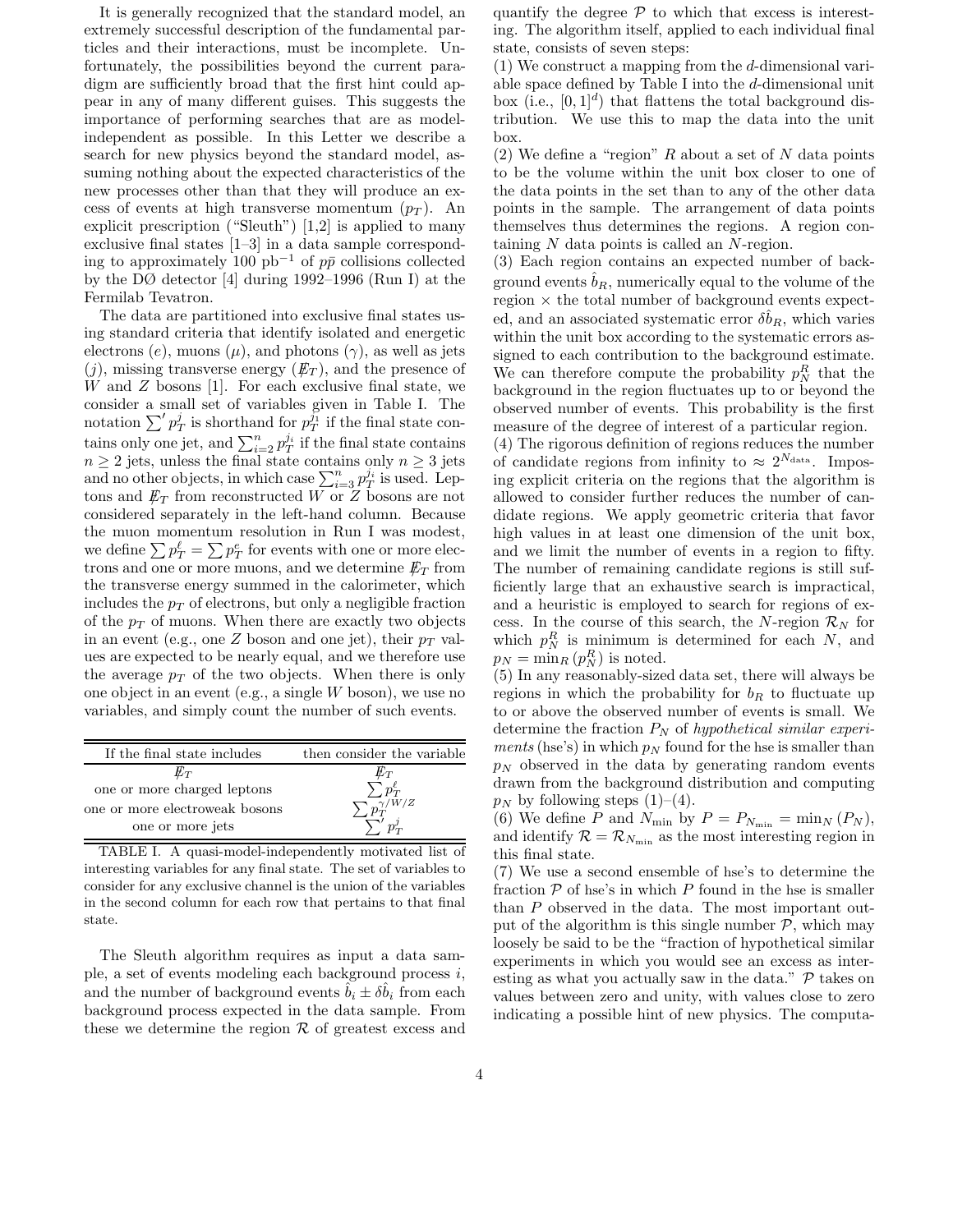It is generally recognized that the standard model, an extremely successful description of the fundamental particles and their interactions, must be incomplete. Unfortunately, the possibilities beyond the current paradigm are sufficiently broad that the first hint could appear in any of many different guises. This suggests the importance of performing searches that are as model-independent as possible. In this Letter we describe a search for new physics beyond the standard model, assuming nothing about the expected characteristics of the new processes other than that they will produce an excess of events at high transverse momentum ($p_T$). An explicit prescription ("Sleuth") [1,2] is applied to many exclusive final states [1–3] in a data sample corresponding to approximately 100 pb$^{-1}$ of $p\bar{p}$ collisions collected by the DØ detector [4] during 1992–1996 (Run I) at the Fermilab Tevatron.

The data are partitioned into exclusive final states using standard criteria that identify isolated and energetic electrons ($e$), muons ($\mu$), and photons ($\gamma$), as well as jets ($j$), missing transverse energy ($\not\!\!E_T$), and the presence of $W$ and $Z$ bosons [1]. For each exclusive final state, we consider a small set of variables given in Table I. The notation $\sum' p_T^j$ is shorthand for $p_T^{j_1}$ if the final state contains only one jet, and $\sum_{i=2}^{n} p_T^{j_i}$ if the final state contains $n \geq 2$ jets, unless the final state contains only $n \geq 3$ jets and no other objects, in which case $\sum_{i=3}^{n} p_T^{j_i}$ is used. Leptons and $\not\!\!E_T$ from reconstructed $W$ or $Z$ bosons are not considered separately in the left-hand column. Because the muon momentum resolution in Run I was modest, we define $\sum p_T^\ell = \sum p_T^e$ for events with one or more electrons and one or more muons, and we determine $\not\!\!E_T$ from the transverse energy summed in the calorimeter, which includes the $p_T$ of electrons, but only a negligible fraction of the $p_T$ of muons. When there are exactly two objects in an event (e.g., one $Z$ boson and one jet), their $p_T$ values are expected to be nearly equal, and we therefore use the average $p_T$ of the two objects. When there is only one object in an event (e.g., a single $W$ boson), we use no variables, and simply count the number of such events.

| If the final state includes | then consider the variable |
|---|---|
| $\not\!\!E_T$ | $\not\!\!E_T$ |
| one or more charged leptons | $\sum p_T^\ell$ |
| one or more electroweak bosons | $\sum p_T^{\gamma/W/Z}$ |
| one or more jets | $\sum' p_T^j$ |

TABLE I. A quasi-model-independently motivated list of interesting variables for any final state. The set of variables to consider for any exclusive channel is the union of the variables in the second column for each row that pertains to that final state.

The Sleuth algorithm requires as input a data sample, a set of events modeling each background process $i$, and the number of background events $\hat{b}_i \pm \delta\hat{b}_i$ from each background process expected in the data sample. From these we determine the region $\mathcal{R}$ of greatest excess and quantify the degree $\mathcal{P}$ to which that excess is interesting. The algorithm itself, applied to each individual final state, consists of seven steps:

(1) We construct a mapping from the $d$-dimensional variable space defined by Table I into the $d$-dimensional unit box (i.e., $[0,1]^d$) that flattens the total background distribution. We use this to map the data into the unit box.

(2) We define a "region" $R$ about a set of $N$ data points to be the volume within the unit box closer to one of the data points in the set than to any of the other data points in the sample. The arrangement of data points themselves thus determines the regions. A region containing $N$ data points is called an $N$-region.

(3) Each region contains an expected number of background events $\hat{b}_R$, numerically equal to the volume of the region × the total number of background events expected, and an associated systematic error $\delta\hat{b}_R$, which varies within the unit box according to the systematic errors assigned to each contribution to the background estimate. We can therefore compute the probability $p_N^R$ that the background in the region fluctuates up to or beyond the observed number of events. This probability is the first measure of the degree of interest of a particular region.

(4) The rigorous definition of regions reduces the number of candidate regions from infinity to $\approx 2^{N_{\rm data}}$. Imposing explicit criteria on the regions that the algorithm is allowed to consider further reduces the number of candidate regions. We apply geometric criteria that favor high values in at least one dimension of the unit box, and we limit the number of events in a region to fifty. The number of remaining candidate regions is still sufficiently large that an exhaustive search is impractical, and a heuristic is employed to search for regions of excess. In the course of this search, the $N$-region $\mathcal{R}_N$ for which $p_N^R$ is minimum is determined for each $N$, and $p_N = \min_R (p_N^R)$ is noted.

(5) In any reasonably-sized data set, there will always be regions in which the probability for $b_R$ to fluctuate up to or above the observed number of events is small. We determine the fraction $P_N$ of *hypothetical similar experiments* (hse's) in which $p_N$ found for the hse is smaller than $p_N$ observed in the data by generating random events drawn from the background distribution and computing $p_N$ by following steps (1)–(4).

(6) We define $P$ and $N_{\rm min}$ by $P = P_{N_{\rm min}} = \min_N (P_N)$, and identify $\mathcal{R} = \mathcal{R}_{N_{\rm min}}$ as the most interesting region in this final state.

(7) We use a second ensemble of hse's to determine the fraction $\mathcal{P}$ of hse's in which $P$ found in the hse is smaller than $P$ observed in the data. The most important output of the algorithm is this single number $\mathcal{P}$, which may loosely be said to be the "fraction of hypothetical similar experiments in which you would see an excess as interesting as what you actually saw in the data." $\mathcal{P}$ takes on values between zero and unity, with values close to zero indicating a possible hint of new physics. The computa-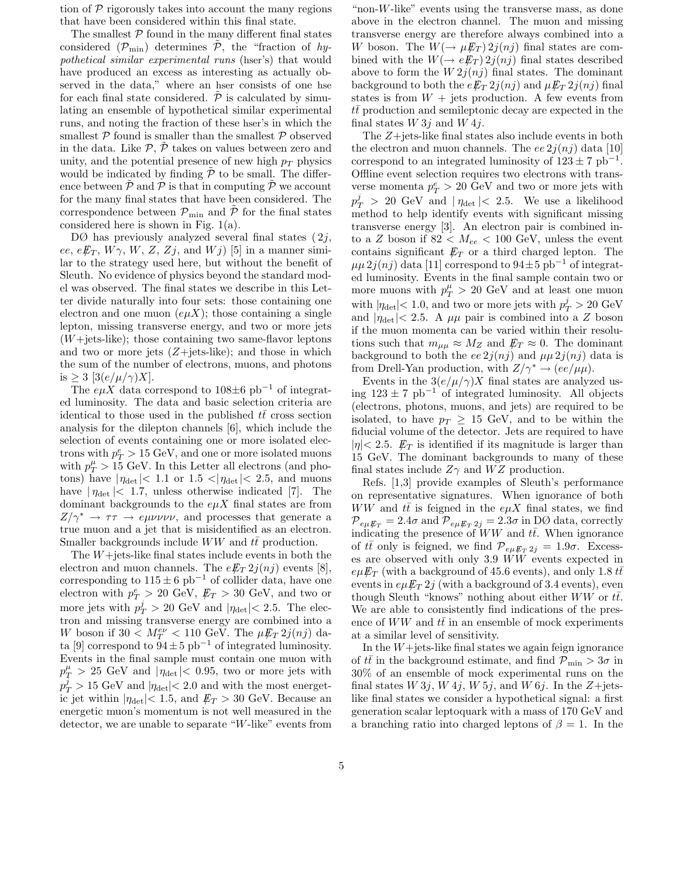tion of $\mathcal{P}$ rigorously takes into account the many regions that have been considered within this final state.

The smallest $\mathcal{P}$ found in the many different final states considered ($\mathcal{P}_{\min}$) determines $\tilde{\mathcal{P}}$, the "fraction of *hypothetical similar experimental runs* (hser's) that would have produced an excess as interesting as actually observed in the data," where an hser consists of one hse for each final state considered. $\tilde{\mathcal{P}}$ is calculated by simulating an ensemble of hypothetical similar experimental runs, and noting the fraction of these hser's in which the smallest $\mathcal{P}$ found is smaller than the smallest $\mathcal{P}$ observed in the data. Like $\mathcal{P}$, $\tilde{\mathcal{P}}$ takes on values between zero and unity, and the potential presence of new high $p_T$ physics would be indicated by finding $\tilde{\mathcal{P}}$ to be small. The difference between $\tilde{\mathcal{P}}$ and $\mathcal{P}$ is that in computing $\tilde{\mathcal{P}}$ we account for the many final states that have been considered. The correspondence between $\mathcal{P}_{\min}$ and $\tilde{\mathcal{P}}$ for the final states considered here is shown in Fig. 1(a).

DØ has previously analyzed several final states ($2j$, $ee$, $e\not\!\!E_T$, $W\gamma$, $W$, $Z$, $Zj$, and $Wj$) [5] in a manner similar to the strategy used here, but without the benefit of Sleuth. No evidence of physics beyond the standard model was observed. The final states we describe in this Letter divide naturally into four sets: those containing one electron and one muon ($e\mu X$); those containing a single lepton, missing transverse energy, and two or more jets ($W$+jets-like); those containing two same-flavor leptons and two or more jets ($Z$+jets-like); and those in which the sum of the number of electrons, muons, and photons is $\geq 3$ [$3(e/\mu/\gamma)X$].

The $e\mu X$ data correspond to 108±6 pb$^{-1}$ of integrated luminosity. The data and basic selection criteria are identical to those used in the published $t\bar{t}$ cross section analysis for the dilepton channels [6], which include the selection of events containing one or more isolated electrons with $p_T^e > 15$ GeV, and one or more isolated muons with $p_T^\mu > 15$ GeV. In this Letter all electrons (and photons) have $|\eta_{\rm det}| < 1.1$ or $1.5 < |\eta_{\rm det}| < 2.5$, and muons have $|\eta_{\rm det}| < 1.7$, unless otherwise indicated [7]. The dominant backgrounds to the $e\mu X$ final states are from $Z/\gamma^* \to \tau\tau \to e\mu\nu\nu\nu\nu$, and processes that generate a true muon and a jet that is misidentified as an electron. Smaller backgrounds include $WW$ and $t\bar{t}$ production.

The $W$+jets-like final states include events in both the electron and muon channels. The $e\not\!\!E_T\,2j(nj)$ events [8], corresponding to $115 \pm 6$ pb$^{-1}$ of collider data, have one electron with $p_T^e > 20$ GeV, $\not\!\!E_T > 30$ GeV, and two or more jets with $p_T^j > 20$ GeV and $|\eta_{\rm det}| < 2.5$. The electron and missing transverse energy are combined into a $W$ boson if $30 < M_T^{e\nu} < 110$ GeV. The $\mu\not\!\!E_T\,2j(nj)$ data [9] correspond to $94 \pm 5$ pb$^{-1}$ of integrated luminosity. Events in the final sample must contain one muon with $p_T^\mu > 25$ GeV and $|\eta_{\rm det}| < 0.95$, two or more jets with $p_T^j > 15$ GeV and $|\eta_{\rm det}| < 2.0$ and with the most energetic jet within $|\eta_{\rm det}| < 1.5$, and $\not\!\!E_T > 30$ GeV. Because an energetic muon's momentum is not well measured in the detector, we are unable to separate "$W$-like" events from "non-$W$-like" events using the transverse mass, as done above in the electron channel. The muon and missing transverse energy are therefore always combined into a $W$ boson. The $W(\to \mu\not\!\!E_T)\,2j(nj)$ final states are combined with the $W(\to e\not\!\!E_T)\,2j(nj)$ final states described above to form the $W\,2j(nj)$ final states. The dominant background to both the $e\not\!\!E_T\,2j(nj)$ and $\mu\not\!\!E_T\,2j(nj)$ final states is from $W$ + jets production. A few events from $t\bar{t}$ production and semileptonic decay are expected in the final states $W\,3j$ and $W\,4j$.

The $Z$+jets-like final states also include events in both the electron and muon channels. The $ee\,2j(nj)$ data [10] correspond to an integrated luminosity of $123 \pm 7$ pb$^{-1}$. Offline event selection requires two electrons with transverse momenta $p_T^e > 20$ GeV and two or more jets with $p_T^j > 20$ GeV and $|\eta_{\rm det}| < 2.5$. We use a likelihood method to help identify events with significant missing transverse energy [3]. An electron pair is combined into a $Z$ boson if $82 < M_{ee} < 100$ GeV, unless the event contains significant $\not\!\!E_T$ or a third charged lepton. The $\mu\mu\,2j(nj)$ data [11] correspond to $94 \pm 5$ pb$^{-1}$ of integrated luminosity. Events in the final sample contain two or more muons with $p_T^\mu > 20$ GeV and at least one muon with $|\eta_{\rm det}| < 1.0$, and two or more jets with $p_T^j > 20$ GeV and $|\eta_{\rm det}| < 2.5$. A $\mu\mu$ pair is combined into a $Z$ boson if the muon momenta can be varied within their resolutions such that $m_{\mu\mu} \approx M_Z$ and $\not\!\!E_T \approx 0$. The dominant background to both the $ee\,2j(nj)$ and $\mu\mu\,2j(nj)$ data is from Drell-Yan production, with $Z/\gamma^* \to (ee/\mu\mu)$.

Events in the $3(e/\mu/\gamma)X$ final states are analyzed using $123 \pm 7$ pb$^{-1}$ of integrated luminosity. All objects (electrons, photons, muons, and jets) are required to be isolated, to have $p_T \geq 15$ GeV, and to be within the fiducial volume of the detector. Jets are required to have $|\eta| < 2.5$. $\not\!\!E_T$ is identified if its magnitude is larger than 15 GeV. The dominant backgrounds to many of these final states include $Z\gamma$ and $WZ$ production.

Refs. [1,3] provide examples of Sleuth's performance on representative signatures. When ignorance of both $WW$ and $t\bar{t}$ is feigned in the $e\mu X$ final states, we find $\mathcal{P}_{e\mu\not E_T} = 2.4\sigma$ and $\mathcal{P}_{e\mu\not E_T\,2j} = 2.3\sigma$ in DØ data, correctly indicating the presence of $WW$ and $t\bar{t}$. When ignorance of $t\bar{t}$ only is feigned, we find $\mathcal{P}_{e\mu\not E_T\,2j} = 1.9\sigma$. Excesses are observed with only 3.9 $WW$ events expected in $e\mu\not\!\!E_T$ (with a background of 45.6 events), and only 1.8 $t\bar{t}$ events in $e\mu\not\!\!E_T\,2j$ (with a background of 3.4 events), even though Sleuth "knows" nothing about either $WW$ or $t\bar{t}$. We are able to consistently find indications of the presence of $WW$ and $t\bar{t}$ in an ensemble of mock experiments at a similar level of sensitivity.

In the $W$+jets-like final states we again feign ignorance of $t\bar{t}$ in the background estimate, and find $\mathcal{P}_{\min} > 3\sigma$ in 30% of an ensemble of mock experimental runs on the final states $W\,3j$, $W\,4j$, $W\,5j$, and $W\,6j$. In the $Z$+jets-like final states we consider a hypothetical signal: a first generation scalar leptoquark with a mass of 170 GeV and a branching ratio into charged leptons of $\beta = 1$. In the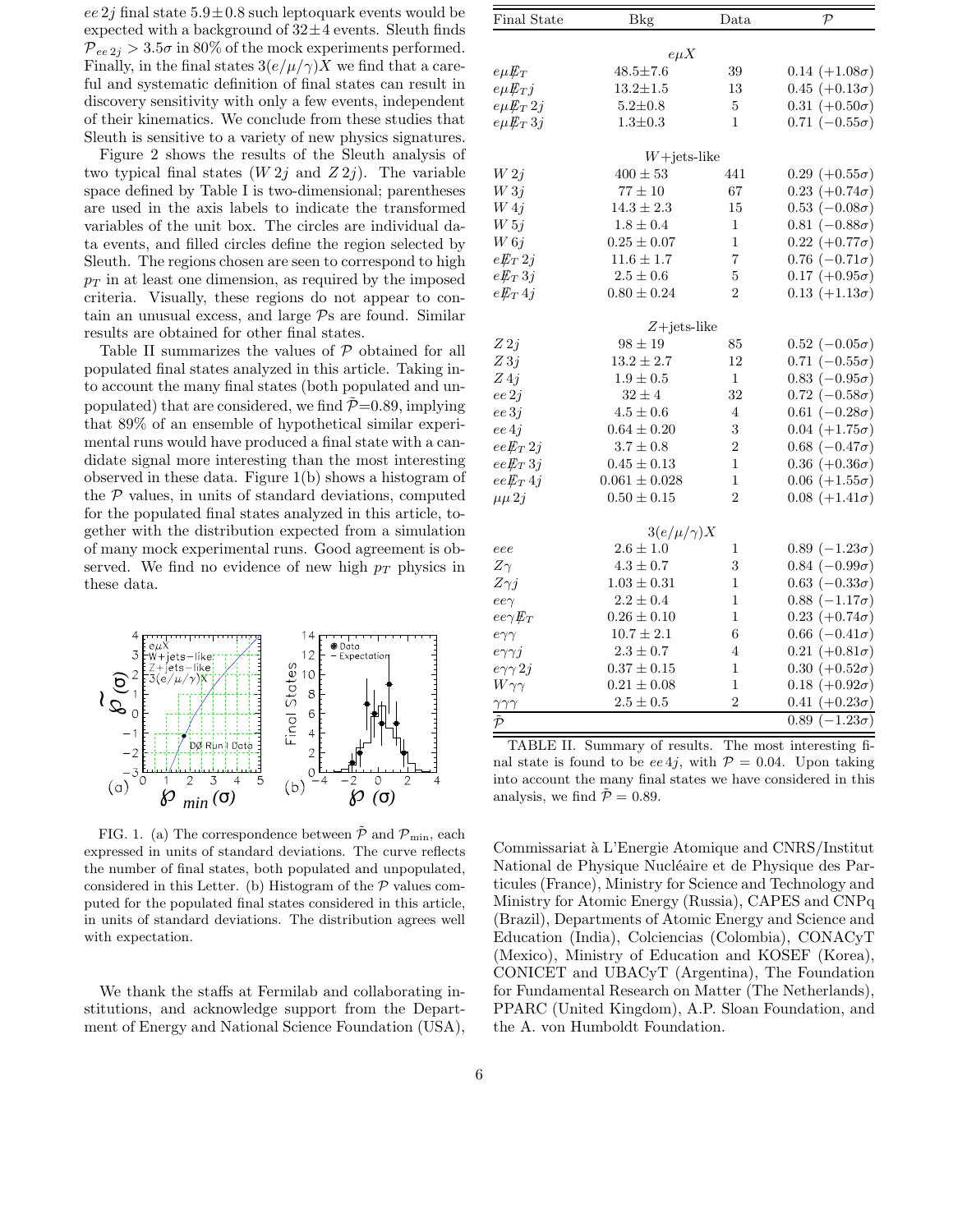$ee\,2j$ final state $5.9 \pm 0.8$ such leptoquark events would be expected with a background of $32 \pm 4$ events. Sleuth finds $\mathcal{P}_{ee\,2j} > 3.5\sigma$ in 80% of the mock experiments performed. Finally, in the final states $3(e/\mu/\gamma)X$ we find that a careful and systematic definition of final states can result in discovery sensitivity with only a few events, independent of their kinematics. We conclude from these studies that Sleuth is sensitive to a variety of new physics signatures.

Figure 2 shows the results of the Sleuth analysis of two typical final states ($W\,2j$ and $Z\,2j$). The variable space defined by Table I is two-dimensional; parentheses are used in the axis labels to indicate the transformed variables of the unit box. The circles are individual data events, and filled circles define the region selected by Sleuth. The regions chosen are seen to correspond to high $p_T$ in at least one dimension, as required by the imposed criteria. Visually, these regions do not appear to contain an unusual excess, and large $\mathcal{P}$s are found. Similar results are obtained for other final states.

Table II summarizes the values of $\mathcal{P}$ obtained for all populated final states analyzed in this article. Taking into account the many final states (both populated and unpopulated) that are considered, we find $\tilde{\mathcal{P}}$=0.89, implying that 89% of an ensemble of hypothetical similar experimental runs would have produced a final state with a candidate signal more interesting than the most interesting observed in these data. Figure 1(b) shows a histogram of the $\mathcal{P}$ values, in units of standard deviations, computed for the populated final states analyzed in this article, together with the distribution expected from a simulation of many mock experimental runs. Good agreement is observed. We find no evidence of new high $p_T$ physics in these data.

FIG. 1. (a) The correspondence between $\tilde{\mathcal{P}}$ and $\mathcal{P}_{\min}$, each expressed in units of standard deviations. The curve reflects the number of final states, both populated and unpopulated, considered in this Letter. (b) Histogram of the $\mathcal{P}$ values computed for the populated final states considered in this article, in units of standard deviations. The distribution agrees well with expectation.

We thank the staffs at Fermilab and collaborating institutions, and acknowledge support from the Department of Energy and National Science Foundation (USA), Commissariat à L'Energie Atomique and CNRS/Institut National de Physique Nucléaire et de Physique des Particules (France), Ministry for Science and Technology and Ministry for Atomic Energy (Russia), CAPES and CNPq (Brazil), Departments of Atomic Energy and Science and Education (India), Colciencias (Colombia), CONACyT (Mexico), Ministry of Education and KOSEF (Korea), CONICET and UBACyT (Argentina), The Foundation for Fundamental Research on Matter (The Netherlands), PPARC (United Kingdom), A.P. Sloan Foundation, and the A. von Humboldt Foundation.

| Final State | Bkg | Data | $\mathcal{P}$ |
|---|---|---|---|
| | $e\mu X$ | | |
| $e\mu\not{E}_T$ | $48.5 \pm 7.6$ | 39 | 0.14 ($+1.08\sigma$) |
| $e\mu\not{E}_T j$ | $13.2 \pm 1.5$ | 13 | 0.45 ($+0.13\sigma$) |
| $e\mu\not{E}_T\,2j$ | $5.2 \pm 0.8$ | 5 | 0.31 ($+0.50\sigma$) |
| $e\mu\not{E}_T\,3j$ | $1.3 \pm 0.3$ | 1 | 0.71 ($-0.55\sigma$) |
| | $W$+jets-like | | |
| $W\,2j$ | $400 \pm 53$ | 441 | 0.29 ($+0.55\sigma$) |
| $W\,3j$ | $77 \pm 10$ | 67 | 0.23 ($+0.74\sigma$) |
| $W\,4j$ | $14.3 \pm 2.3$ | 15 | 0.53 ($-0.08\sigma$) |
| $W\,5j$ | $1.8 \pm 0.4$ | 1 | 0.81 ($-0.88\sigma$) |
| $W\,6j$ | $0.25 \pm 0.07$ | 1 | 0.22 ($+0.77\sigma$) |
| $e\not{E}_T\,2j$ | $11.6 \pm 1.7$ | 7 | 0.76 ($-0.71\sigma$) |
| $e\not{E}_T\,3j$ | $2.5 \pm 0.6$ | 5 | 0.17 ($+0.95\sigma$) |
| $e\not{E}_T\,4j$ | $0.80 \pm 0.24$ | 2 | 0.13 ($+1.13\sigma$) |
| | $Z$+jets-like | | |
| $Z\,2j$ | $98 \pm 19$ | 85 | 0.52 ($-0.05\sigma$) |
| $Z\,3j$ | $13.2 \pm 2.7$ | 12 | 0.71 ($-0.55\sigma$) |
| $Z\,4j$ | $1.9 \pm 0.5$ | 1 | 0.83 ($-0.95\sigma$) |
| $ee\,2j$ | $32 \pm 4$ | 32 | 0.72 ($-0.58\sigma$) |
| $ee\,3j$ | $4.5 \pm 0.6$ | 4 | 0.61 ($-0.28\sigma$) |
| $ee\,4j$ | $0.64 \pm 0.20$ | 3 | 0.04 ($+1.75\sigma$) |
| $ee\not{E}_T\,2j$ | $3.7 \pm 0.8$ | 2 | 0.68 ($-0.47\sigma$) |
| $ee\not{E}_T\,3j$ | $0.45 \pm 0.13$ | 1 | 0.36 ($+0.36\sigma$) |
| $ee\not{E}_T\,4j$ | $0.061 \pm 0.028$ | 1 | 0.06 ($+1.55\sigma$) |
| $\mu\mu\,2j$ | $0.50 \pm 0.15$ | 2 | 0.08 ($+1.41\sigma$) |
| | $3(e/\mu/\gamma)X$ | | |
| $eee$ | $2.6 \pm 1.0$ | 1 | 0.89 ($-1.23\sigma$) |
| $Z\gamma$ | $4.3 \pm 0.7$ | 3 | 0.84 ($-0.99\sigma$) |
| $Z\gamma j$ | $1.03 \pm 0.31$ | 1 | 0.63 ($-0.33\sigma$) |
| $ee\gamma$ | $2.2 \pm 0.4$ | 1 | 0.88 ($-1.17\sigma$) |
| $ee\gamma\not{E}_T$ | $0.26 \pm 0.10$ | 1 | 0.23 ($+0.74\sigma$) |
| $e\gamma\gamma$ | $10.7 \pm 2.1$ | 6 | 0.66 ($-0.41\sigma$) |
| $e\gamma\gamma j$ | $2.3 \pm 0.7$ | 4 | 0.21 ($+0.81\sigma$) |
| $e\gamma\gamma\,2j$ | $0.37 \pm 0.15$ | 1 | 0.30 ($+0.52\sigma$) |
| $W\gamma\gamma$ | $0.21 \pm 0.08$ | 1 | 0.18 ($+0.92\sigma$) |
| $\gamma\gamma\gamma$ | $2.5 \pm 0.5$ | 2 | 0.41 ($+0.23\sigma$) |
| $\tilde{\mathcal{P}}$ | | | 0.89 ($-1.23\sigma$) |

TABLE II. Summary of results. The most interesting final state is found to be $ee\,4j$, with $\mathcal{P} = 0.04$. Upon taking into account the many final states we have considered in this analysis, we find $\tilde{\mathcal{P}} = 0.89$.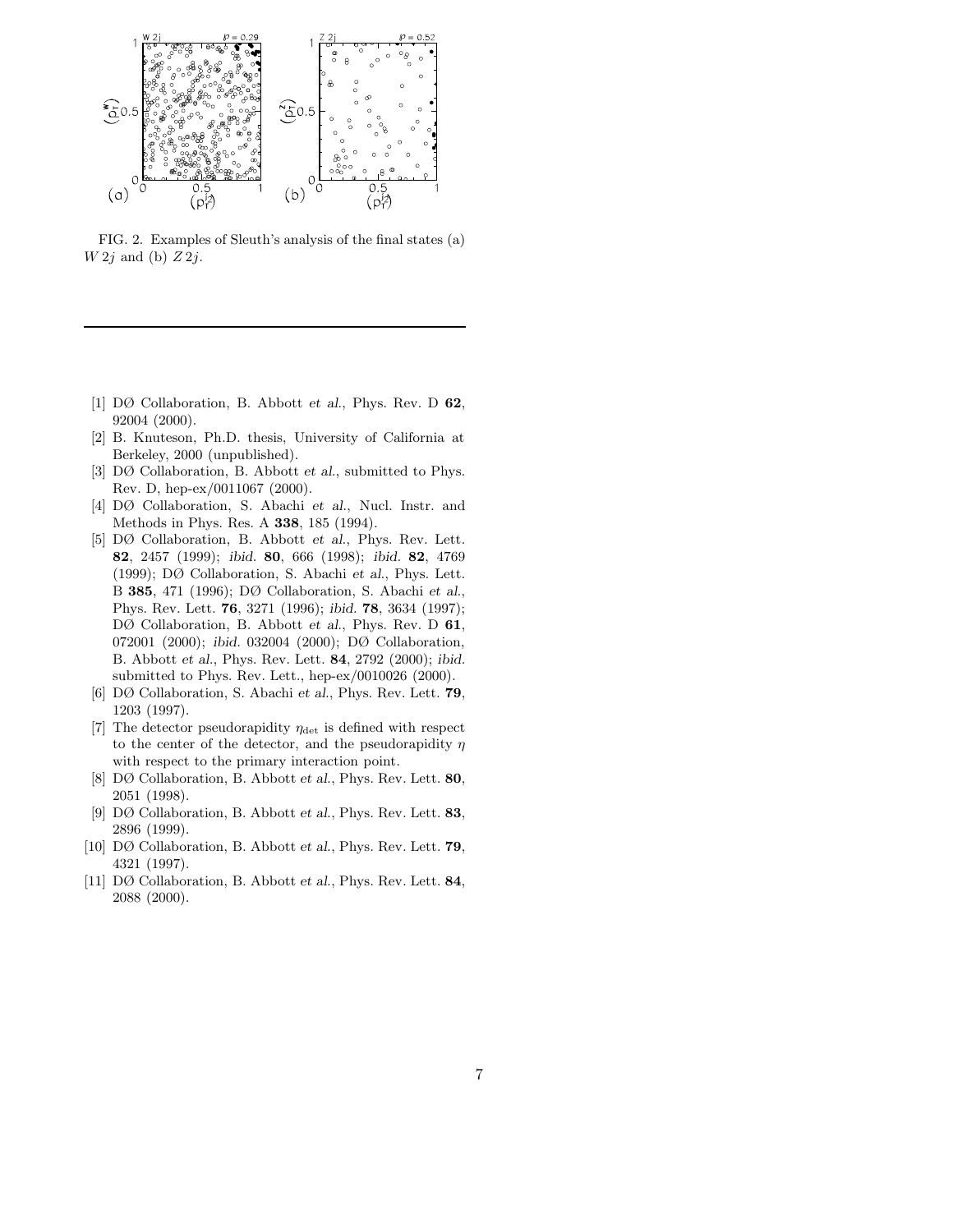W 2j $\wp = 0.29$

Z 2j $\wp = 0.52$

1

$\langle p_T^W \rangle$ 0.5

0

(a) 0 0.5 1

$\langle p_T^{j2} \rangle$

1

$\langle p_T^Z \rangle$ 0.5

0

(b) 0 0.5 1

$\langle p_T^{j2} \rangle$

FIG. 2. Examples of Sleuth's analysis of the final states (a) $W\,2j$ and (b) $Z\,2j$.

---

[1] DØ Collaboration, B. Abbott *et al.*, Phys. Rev. D **62**, 92004 (2000).

[2] B. Knuteson, Ph.D. thesis, University of California at Berkeley, 2000 (unpublished).

[3] DØ Collaboration, B. Abbott *et al.*, submitted to Phys. Rev. D, hep-ex/0011067 (2000).

[4] DØ Collaboration, S. Abachi *et al.*, Nucl. Instr. and Methods in Phys. Res. A **338**, 185 (1994).

[5] DØ Collaboration, B. Abbott *et al.*, Phys. Rev. Lett. **82**, 2457 (1999); *ibid.* **80**, 666 (1998); *ibid.* **82**, 4769 (1999); DØ Collaboration, S. Abachi *et al.*, Phys. Lett. B **385**, 471 (1996); DØ Collaboration, S. Abachi *et al.*, Phys. Rev. Lett. **76**, 3271 (1996); *ibid.* **78**, 3634 (1997); DØ Collaboration, B. Abbott *et al.*, Phys. Rev. D **61**, 072001 (2000); *ibid.* 032004 (2000); DØ Collaboration, B. Abbott *et al.*, Phys. Rev. Lett. **84**, 2792 (2000); *ibid.* submitted to Phys. Rev. Lett., hep-ex/0010026 (2000).

[6] DØ Collaboration, S. Abachi *et al.*, Phys. Rev. Lett. **79**, 1203 (1997).

[7] The detector pseudorapidity $\eta_{\rm det}$ is defined with respect to the center of the detector, and the pseudorapidity $\eta$ with respect to the primary interaction point.

[8] DØ Collaboration, B. Abbott *et al.*, Phys. Rev. Lett. **80**, 2051 (1998).

[9] DØ Collaboration, B. Abbott *et al.*, Phys. Rev. Lett. **83**, 2896 (1999).

[10] DØ Collaboration, B. Abbott *et al.*, Phys. Rev. Lett. **79**, 4321 (1997).

[11] DØ Collaboration, B. Abbott *et al.*, Phys. Rev. Lett. **84**, 2088 (2000).